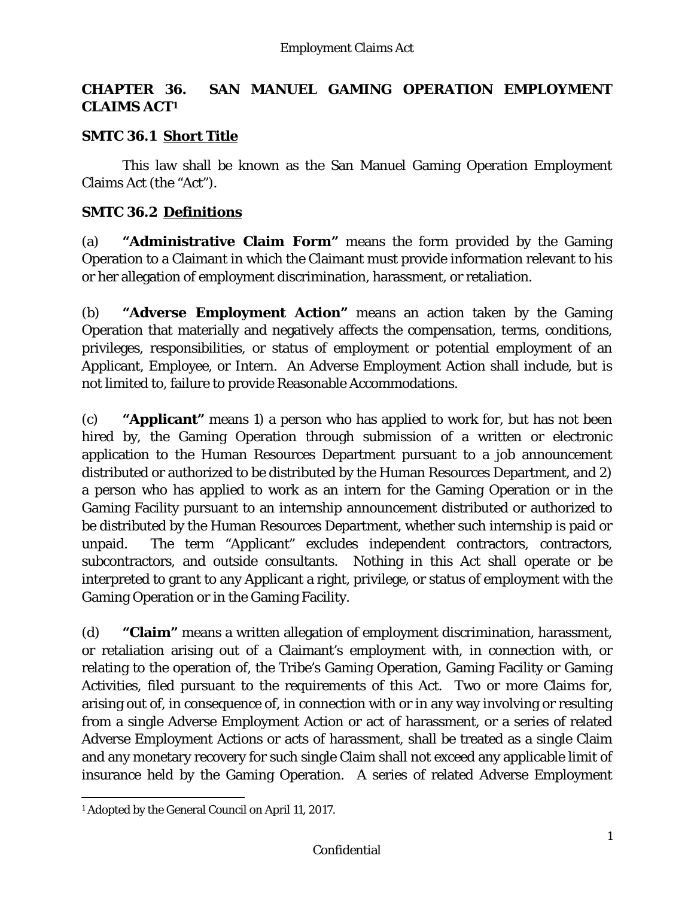# CHAPTER 36. SAN MANUEL GAMING OPERATION EMPLOYMENT CLAIMS ACT[1]

## SMTC 36.1 Short Title

This law shall be known as the San Manuel Gaming Operation Employment Claims Act (the "Act").

## SMTC 36.2 Definitions

(a) **"Administrative Claim Form"** means the form provided by the Gaming Operation to a Claimant in which the Claimant must provide information relevant to his or her allegation of employment discrimination, harassment, or retaliation.

(b) **"Adverse Employment Action"** means an action taken by the Gaming Operation that materially and negatively affects the compensation, terms, conditions, privileges, responsibilities, or status of employment or potential employment of an Applicant, Employee, or Intern. An Adverse Employment Action shall include, but is not limited to, failure to provide Reasonable Accommodations.

(c) **"Applicant"** means 1) a person who has applied to work for, but has not been hired by, the Gaming Operation through submission of a written or electronic application to the Human Resources Department pursuant to a job announcement distributed or authorized to be distributed by the Human Resources Department, and 2) a person who has applied to work as an intern for the Gaming Operation or in the Gaming Facility pursuant to an internship announcement distributed or authorized to be distributed by the Human Resources Department, whether such internship is paid or unpaid. The term "Applicant" excludes independent contractors, contractors, subcontractors, and outside consultants. Nothing in this Act shall operate or be interpreted to grant to any Applicant a right, privilege, or status of employment with the Gaming Operation or in the Gaming Facility.

(d) **"Claim"** means a written allegation of employment discrimination, harassment, or retaliation arising out of a Claimant's employment with, in connection with, or relating to the operation of, the Tribe's Gaming Operation, Gaming Facility or Gaming Activities, filed pursuant to the requirements of this Act. Two or more Claims for, arising out of, in consequence of, in connection with or in any way involving or resulting from a single Adverse Employment Action or act of harassment, or a series of related Adverse Employment Actions or acts of harassment, shall be treated as a single Claim and any monetary recovery for such single Claim shall not exceed any applicable limit of insurance held by the Gaming Operation. A series of related Adverse Employment

[1] Adopted by the General Council on April 11, 2017.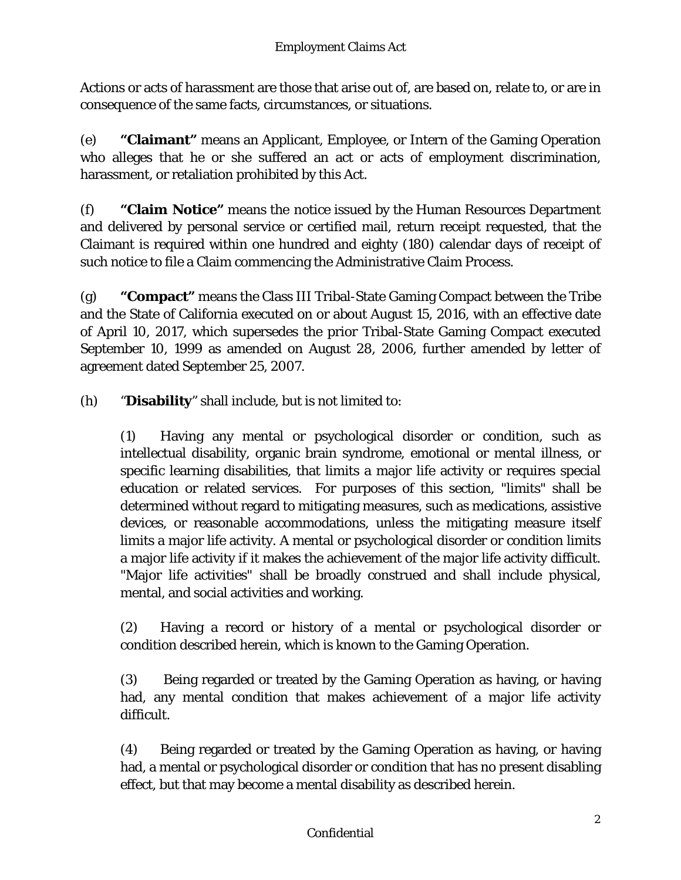Actions or acts of harassment are those that arise out of, are based on, relate to, or are in consequence of the same facts, circumstances, or situations.

(e) **"Claimant"** means an Applicant, Employee, or Intern of the Gaming Operation who alleges that he or she suffered an act or acts of employment discrimination, harassment, or retaliation prohibited by this Act.

(f) **"Claim Notice"** means the notice issued by the Human Resources Department and delivered by personal service or certified mail, return receipt requested, that the Claimant is required within one hundred and eighty (180) calendar days of receipt of such notice to file a Claim commencing the Administrative Claim Process.

(g) **"Compact"** means the Class III Tribal-State Gaming Compact between the Tribe and the State of California executed on or about August 15, 2016, with an effective date of April 10, 2017, which supersedes the prior Tribal-State Gaming Compact executed September 10, 1999 as amended on August 28, 2006, further amended by letter of agreement dated September 25, 2007.

(h) "**Disability**" shall include, but is not limited to:

(1) Having any mental or psychological disorder or condition, such as intellectual disability, organic brain syndrome, emotional or mental illness, or specific learning disabilities, that limits a major life activity or requires special education or related services. For purposes of this section, "limits" shall be determined without regard to mitigating measures, such as medications, assistive devices, or reasonable accommodations, unless the mitigating measure itself limits a major life activity. A mental or psychological disorder or condition limits a major life activity if it makes the achievement of the major life activity difficult. "Major life activities" shall be broadly construed and shall include physical, mental, and social activities and working.

(2) Having a record or history of a mental or psychological disorder or condition described herein, which is known to the Gaming Operation.

(3) Being regarded or treated by the Gaming Operation as having, or having had, any mental condition that makes achievement of a major life activity difficult.

(4) Being regarded or treated by the Gaming Operation as having, or having had, a mental or psychological disorder or condition that has no present disabling effect, but that may become a mental disability as described herein.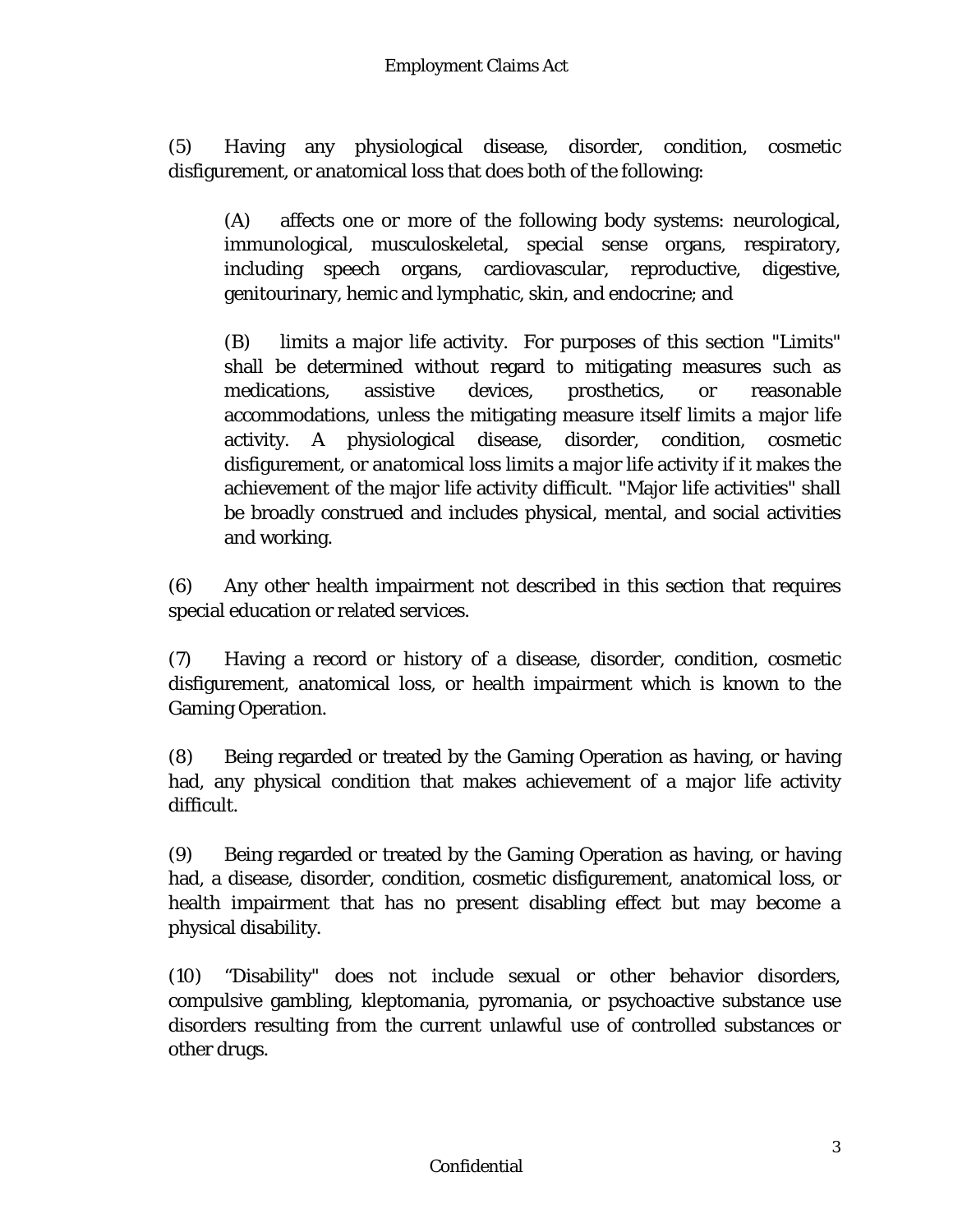(5) Having any physiological disease, disorder, condition, cosmetic disfigurement, or anatomical loss that does both of the following:

(A) affects one or more of the following body systems: neurological, immunological, musculoskeletal, special sense organs, respiratory, including speech organs, cardiovascular, reproductive, digestive, genitourinary, hemic and lymphatic, skin, and endocrine; and

(B) limits a major life activity. For purposes of this section "Limits" shall be determined without regard to mitigating measures such as medications, assistive devices, prosthetics, or reasonable accommodations, unless the mitigating measure itself limits a major life activity. A physiological disease, disorder, condition, cosmetic disfigurement, or anatomical loss limits a major life activity if it makes the achievement of the major life activity difficult. "Major life activities" shall be broadly construed and includes physical, mental, and social activities and working.

(6) Any other health impairment not described in this section that requires special education or related services.

(7) Having a record or history of a disease, disorder, condition, cosmetic disfigurement, anatomical loss, or health impairment which is known to the Gaming Operation.

(8) Being regarded or treated by the Gaming Operation as having, or having had, any physical condition that makes achievement of a major life activity difficult.

(9) Being regarded or treated by the Gaming Operation as having, or having had, a disease, disorder, condition, cosmetic disfigurement, anatomical loss, or health impairment that has no present disabling effect but may become a physical disability.

(10) "Disability" does not include sexual or other behavior disorders, compulsive gambling, kleptomania, pyromania, or psychoactive substance use disorders resulting from the current unlawful use of controlled substances or other drugs.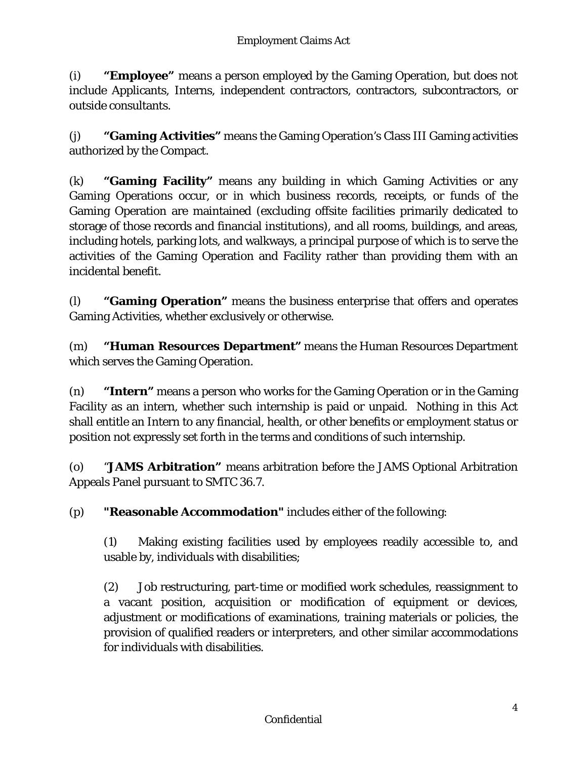(i) **"Employee"** means a person employed by the Gaming Operation, but does not include Applicants, Interns, independent contractors, contractors, subcontractors, or outside consultants.

(j) **"Gaming Activities"** means the Gaming Operation's Class III Gaming activities authorized by the Compact.

(k) **"Gaming Facility"** means any building in which Gaming Activities or any Gaming Operations occur, or in which business records, receipts, or funds of the Gaming Operation are maintained (excluding offsite facilities primarily dedicated to storage of those records and financial institutions), and all rooms, buildings, and areas, including hotels, parking lots, and walkways, a principal purpose of which is to serve the activities of the Gaming Operation and Facility rather than providing them with an incidental benefit.

(l) **"Gaming Operation"** means the business enterprise that offers and operates Gaming Activities, whether exclusively or otherwise.

(m) **"Human Resources Department"** means the Human Resources Department which serves the Gaming Operation.

(n) **"Intern"** means a person who works for the Gaming Operation or in the Gaming Facility as an intern, whether such internship is paid or unpaid. Nothing in this Act shall entitle an Intern to any financial, health, or other benefits or employment status or position not expressly set forth in the terms and conditions of such internship.

(o) "**JAMS Arbitration"** means arbitration before the JAMS Optional Arbitration Appeals Panel pursuant to SMTC 36.7.

(p) **"Reasonable Accommodation"** includes either of the following:

> (1) Making existing facilities used by employees readily accessible to, and usable by, individuals with disabilities;
>
> (2) Job restructuring, part-time or modified work schedules, reassignment to a vacant position, acquisition or modification of equipment or devices, adjustment or modifications of examinations, training materials or policies, the provision of qualified readers or interpreters, and other similar accommodations for individuals with disabilities.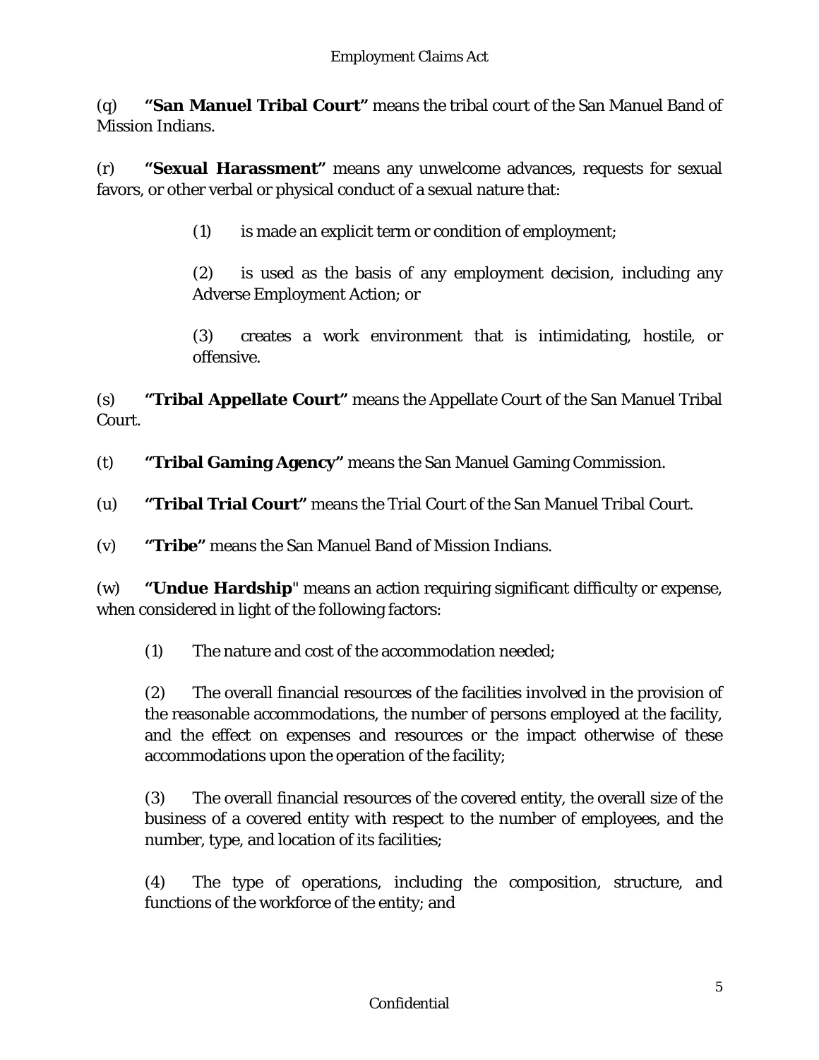(q) **"San Manuel Tribal Court"** means the tribal court of the San Manuel Band of Mission Indians.

(r) **"Sexual Harassment"** means any unwelcome advances, requests for sexual favors, or other verbal or physical conduct of a sexual nature that:

> (1) is made an explicit term or condition of employment;
>
> (2) is used as the basis of any employment decision, including any Adverse Employment Action; or
>
> (3) creates a work environment that is intimidating, hostile, or offensive.

(s) **"Tribal Appellate Court"** means the Appellate Court of the San Manuel Tribal Court.

(t) **"Tribal Gaming Agency"** means the San Manuel Gaming Commission.

(u) **"Tribal Trial Court"** means the Trial Court of the San Manuel Tribal Court.

(v) **"Tribe"** means the San Manuel Band of Mission Indians.

(w) **"Undue Hardship**" means an action requiring significant difficulty or expense, when considered in light of the following factors:

> (1) The nature and cost of the accommodation needed;
>
> (2) The overall financial resources of the facilities involved in the provision of the reasonable accommodations, the number of persons employed at the facility, and the effect on expenses and resources or the impact otherwise of these accommodations upon the operation of the facility;
>
> (3) The overall financial resources of the covered entity, the overall size of the business of a covered entity with respect to the number of employees, and the number, type, and location of its facilities;
>
> (4) The type of operations, including the composition, structure, and functions of the workforce of the entity; and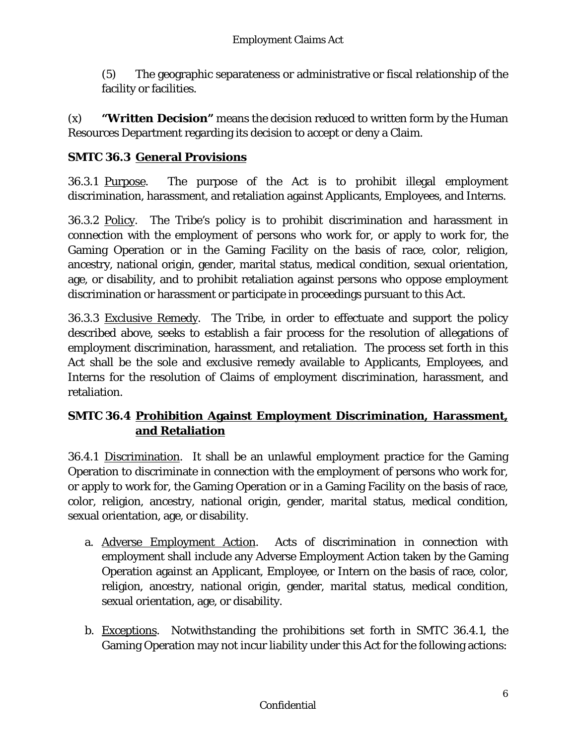(5) The geographic separateness or administrative or fiscal relationship of the facility or facilities.

(x) **"Written Decision"** means the decision reduced to written form by the Human Resources Department regarding its decision to accept or deny a Claim.

## SMTC 36.3 General Provisions

36.3.1 Purpose. The purpose of the Act is to prohibit illegal employment discrimination, harassment, and retaliation against Applicants, Employees, and Interns.

36.3.2 Policy. The Tribe's policy is to prohibit discrimination and harassment in connection with the employment of persons who work for, or apply to work for, the Gaming Operation or in the Gaming Facility on the basis of race, color, religion, ancestry, national origin, gender, marital status, medical condition, sexual orientation, age, or disability, and to prohibit retaliation against persons who oppose employment discrimination or harassment or participate in proceedings pursuant to this Act.

36.3.3 Exclusive Remedy. The Tribe, in order to effectuate and support the policy described above, seeks to establish a fair process for the resolution of allegations of employment discrimination, harassment, and retaliation. The process set forth in this Act shall be the sole and exclusive remedy available to Applicants, Employees, and Interns for the resolution of Claims of employment discrimination, harassment, and retaliation.

## SMTC 36.4 Prohibition Against Employment Discrimination, Harassment, and Retaliation

36.4.1 Discrimination. It shall be an unlawful employment practice for the Gaming Operation to discriminate in connection with the employment of persons who work for, or apply to work for, the Gaming Operation or in a Gaming Facility on the basis of race, color, religion, ancestry, national origin, gender, marital status, medical condition, sexual orientation, age, or disability.

a. Adverse Employment Action. Acts of discrimination in connection with employment shall include any Adverse Employment Action taken by the Gaming Operation against an Applicant, Employee, or Intern on the basis of race, color, religion, ancestry, national origin, gender, marital status, medical condition, sexual orientation, age, or disability.

b. Exceptions. Notwithstanding the prohibitions set forth in SMTC 36.4.1, the Gaming Operation may not incur liability under this Act for the following actions: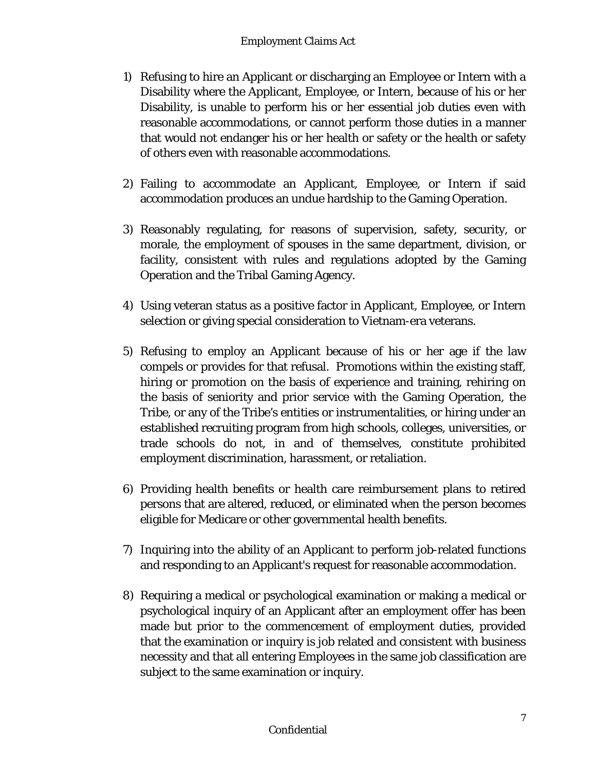1) Refusing to hire an Applicant or discharging an Employee or Intern with a Disability where the Applicant, Employee, or Intern, because of his or her Disability, is unable to perform his or her essential job duties even with reasonable accommodations, or cannot perform those duties in a manner that would not endanger his or her health or safety or the health or safety of others even with reasonable accommodations.

2) Failing to accommodate an Applicant, Employee, or Intern if said accommodation produces an undue hardship to the Gaming Operation.

3) Reasonably regulating, for reasons of supervision, safety, security, or morale, the employment of spouses in the same department, division, or facility, consistent with rules and regulations adopted by the Gaming Operation and the Tribal Gaming Agency.

4) Using veteran status as a positive factor in Applicant, Employee, or Intern selection or giving special consideration to Vietnam-era veterans.

5) Refusing to employ an Applicant because of his or her age if the law compels or provides for that refusal. Promotions within the existing staff, hiring or promotion on the basis of experience and training, rehiring on the basis of seniority and prior service with the Gaming Operation, the Tribe, or any of the Tribe's entities or instrumentalities, or hiring under an established recruiting program from high schools, colleges, universities, or trade schools do not, in and of themselves, constitute prohibited employment discrimination, harassment, or retaliation.

6) Providing health benefits or health care reimbursement plans to retired persons that are altered, reduced, or eliminated when the person becomes eligible for Medicare or other governmental health benefits.

7) Inquiring into the ability of an Applicant to perform job-related functions and responding to an Applicant's request for reasonable accommodation.

8) Requiring a medical or psychological examination or making a medical or psychological inquiry of an Applicant after an employment offer has been made but prior to the commencement of employment duties, provided that the examination or inquiry is job related and consistent with business necessity and that all entering Employees in the same job classification are subject to the same examination or inquiry.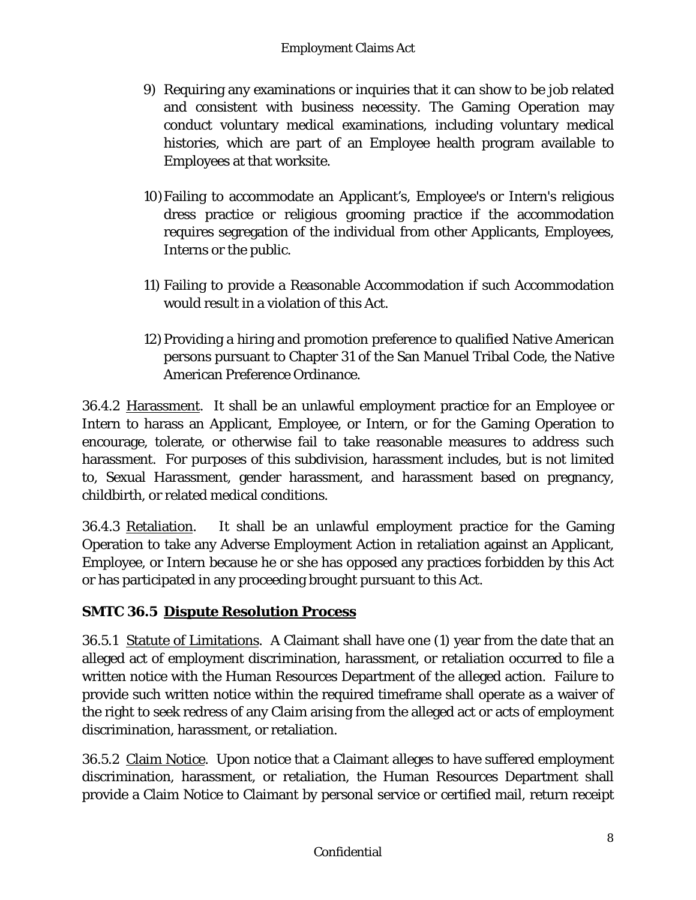9) Requiring any examinations or inquiries that it can show to be job related and consistent with business necessity. The Gaming Operation may conduct voluntary medical examinations, including voluntary medical histories, which are part of an Employee health program available to Employees at that worksite.

10) Failing to accommodate an Applicant's, Employee's or Intern's religious dress practice or religious grooming practice if the accommodation requires segregation of the individual from other Applicants, Employees, Interns or the public.

11) Failing to provide a Reasonable Accommodation if such Accommodation would result in a violation of this Act.

12) Providing a hiring and promotion preference to qualified Native American persons pursuant to Chapter 31 of the San Manuel Tribal Code, the Native American Preference Ordinance.

36.4.2 Harassment. It shall be an unlawful employment practice for an Employee or Intern to harass an Applicant, Employee, or Intern, or for the Gaming Operation to encourage, tolerate, or otherwise fail to take reasonable measures to address such harassment. For purposes of this subdivision, harassment includes, but is not limited to, Sexual Harassment, gender harassment, and harassment based on pregnancy, childbirth, or related medical conditions.

36.4.3 Retaliation. It shall be an unlawful employment practice for the Gaming Operation to take any Adverse Employment Action in retaliation against an Applicant, Employee, or Intern because he or she has opposed any practices forbidden by this Act or has participated in any proceeding brought pursuant to this Act.

## SMTC 36.5 Dispute Resolution Process

36.5.1 Statute of Limitations. A Claimant shall have one (1) year from the date that an alleged act of employment discrimination, harassment, or retaliation occurred to file a written notice with the Human Resources Department of the alleged action. Failure to provide such written notice within the required timeframe shall operate as a waiver of the right to seek redress of any Claim arising from the alleged act or acts of employment discrimination, harassment, or retaliation.

36.5.2 Claim Notice. Upon notice that a Claimant alleges to have suffered employment discrimination, harassment, or retaliation, the Human Resources Department shall provide a Claim Notice to Claimant by personal service or certified mail, return receipt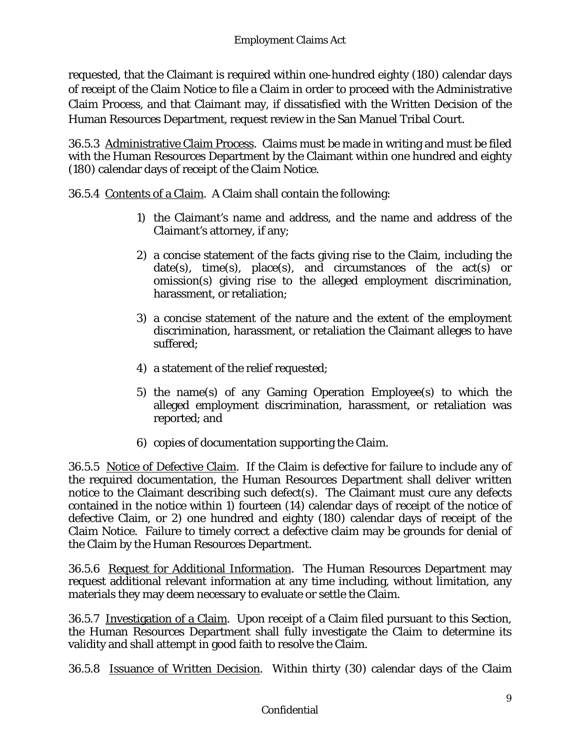requested, that the Claimant is required within one-hundred eighty (180) calendar days of receipt of the Claim Notice to file a Claim in order to proceed with the Administrative Claim Process, and that Claimant may, if dissatisfied with the Written Decision of the Human Resources Department, request review in the San Manuel Tribal Court.

36.5.3 Administrative Claim Process. Claims must be made in writing and must be filed with the Human Resources Department by the Claimant within one hundred and eighty (180) calendar days of receipt of the Claim Notice.

36.5.4 Contents of a Claim. A Claim shall contain the following:

1) the Claimant's name and address, and the name and address of the Claimant's attorney, if any;

2) a concise statement of the facts giving rise to the Claim, including the date(s), time(s), place(s), and circumstances of the act(s) or omission(s) giving rise to the alleged employment discrimination, harassment, or retaliation;

3) a concise statement of the nature and the extent of the employment discrimination, harassment, or retaliation the Claimant alleges to have suffered;

4) a statement of the relief requested;

5) the name(s) of any Gaming Operation Employee(s) to which the alleged employment discrimination, harassment, or retaliation was reported; and

6) copies of documentation supporting the Claim.

36.5.5 Notice of Defective Claim. If the Claim is defective for failure to include any of the required documentation, the Human Resources Department shall deliver written notice to the Claimant describing such defect(s). The Claimant must cure any defects contained in the notice within 1) fourteen (14) calendar days of receipt of the notice of defective Claim, or 2) one hundred and eighty (180) calendar days of receipt of the Claim Notice. Failure to timely correct a defective claim may be grounds for denial of the Claim by the Human Resources Department.

36.5.6 Request for Additional Information. The Human Resources Department may request additional relevant information at any time including, without limitation, any materials they may deem necessary to evaluate or settle the Claim.

36.5.7 Investigation of a Claim. Upon receipt of a Claim filed pursuant to this Section, the Human Resources Department shall fully investigate the Claim to determine its validity and shall attempt in good faith to resolve the Claim.

36.5.8 Issuance of Written Decision. Within thirty (30) calendar days of the Claim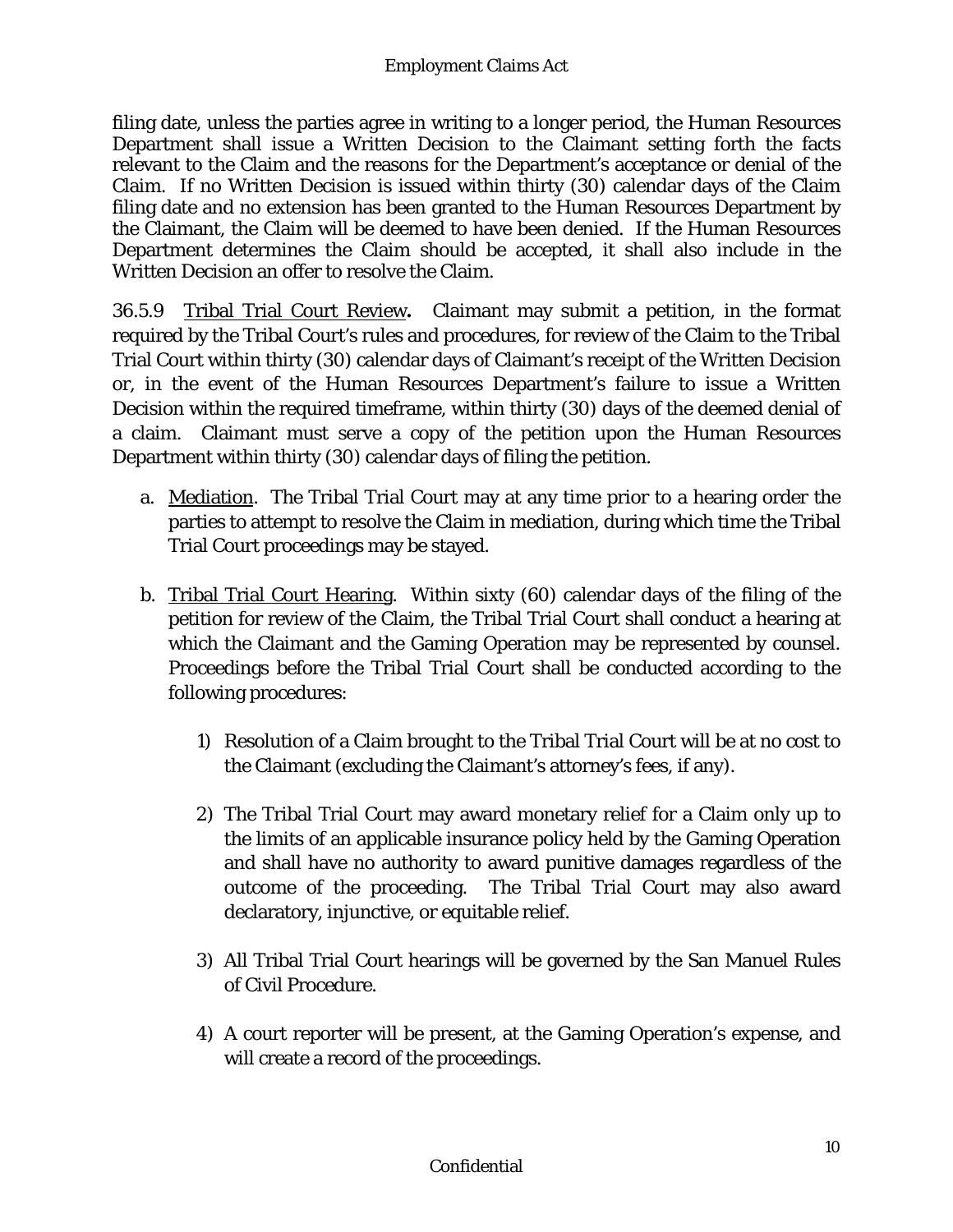filing date, unless the parties agree in writing to a longer period, the Human Resources Department shall issue a Written Decision to the Claimant setting forth the facts relevant to the Claim and the reasons for the Department's acceptance or denial of the Claim. If no Written Decision is issued within thirty (30) calendar days of the Claim filing date and no extension has been granted to the Human Resources Department by the Claimant, the Claim will be deemed to have been denied. If the Human Resources Department determines the Claim should be accepted, it shall also include in the Written Decision an offer to resolve the Claim.

36.5.9 Tribal Trial Court Review**.** Claimant may submit a petition, in the format required by the Tribal Court's rules and procedures, for review of the Claim to the Tribal Trial Court within thirty (30) calendar days of Claimant's receipt of the Written Decision or, in the event of the Human Resources Department's failure to issue a Written Decision within the required timeframe, within thirty (30) days of the deemed denial of a claim. Claimant must serve a copy of the petition upon the Human Resources Department within thirty (30) calendar days of filing the petition.

a. Mediation. The Tribal Trial Court may at any time prior to a hearing order the parties to attempt to resolve the Claim in mediation, during which time the Tribal Trial Court proceedings may be stayed.

b. Tribal Trial Court Hearing. Within sixty (60) calendar days of the filing of the petition for review of the Claim, the Tribal Trial Court shall conduct a hearing at which the Claimant and the Gaming Operation may be represented by counsel. Proceedings before the Tribal Trial Court shall be conducted according to the following procedures:

   1) Resolution of a Claim brought to the Tribal Trial Court will be at no cost to the Claimant (excluding the Claimant's attorney's fees, if any).

   2) The Tribal Trial Court may award monetary relief for a Claim only up to the limits of an applicable insurance policy held by the Gaming Operation and shall have no authority to award punitive damages regardless of the outcome of the proceeding. The Tribal Trial Court may also award declaratory, injunctive, or equitable relief.

   3) All Tribal Trial Court hearings will be governed by the San Manuel Rules of Civil Procedure.

   4) A court reporter will be present, at the Gaming Operation's expense, and will create a record of the proceedings.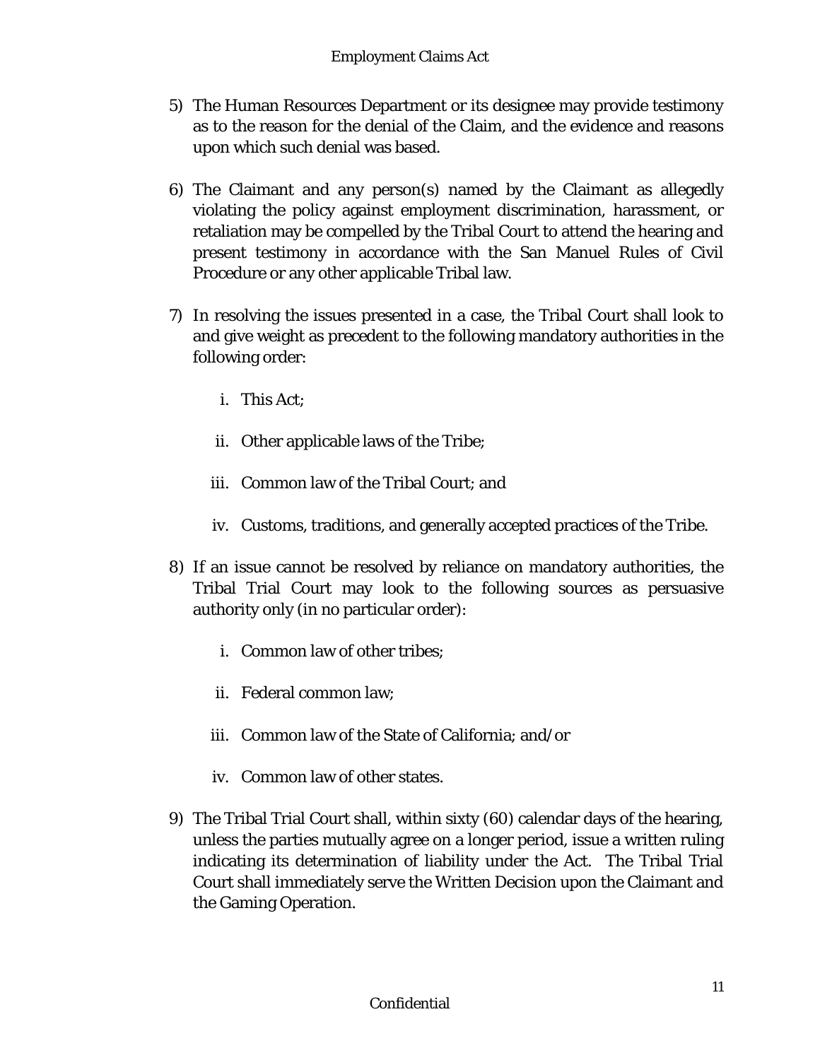5) The Human Resources Department or its designee may provide testimony as to the reason for the denial of the Claim, and the evidence and reasons upon which such denial was based.

6) The Claimant and any person(s) named by the Claimant as allegedly violating the policy against employment discrimination, harassment, or retaliation may be compelled by the Tribal Court to attend the hearing and present testimony in accordance with the San Manuel Rules of Civil Procedure or any other applicable Tribal law.

7) In resolving the issues presented in a case, the Tribal Court shall look to and give weight as precedent to the following mandatory authorities in the following order:

   i. This Act;

   ii. Other applicable laws of the Tribe;

   iii. Common law of the Tribal Court; and

   iv. Customs, traditions, and generally accepted practices of the Tribe.

8) If an issue cannot be resolved by reliance on mandatory authorities, the Tribal Trial Court may look to the following sources as persuasive authority only (in no particular order):

   i. Common law of other tribes;

   ii. Federal common law;

   iii. Common law of the State of California; and/or

   iv. Common law of other states.

9) The Tribal Trial Court shall, within sixty (60) calendar days of the hearing, unless the parties mutually agree on a longer period, issue a written ruling indicating its determination of liability under the Act. The Tribal Trial Court shall immediately serve the Written Decision upon the Claimant and the Gaming Operation.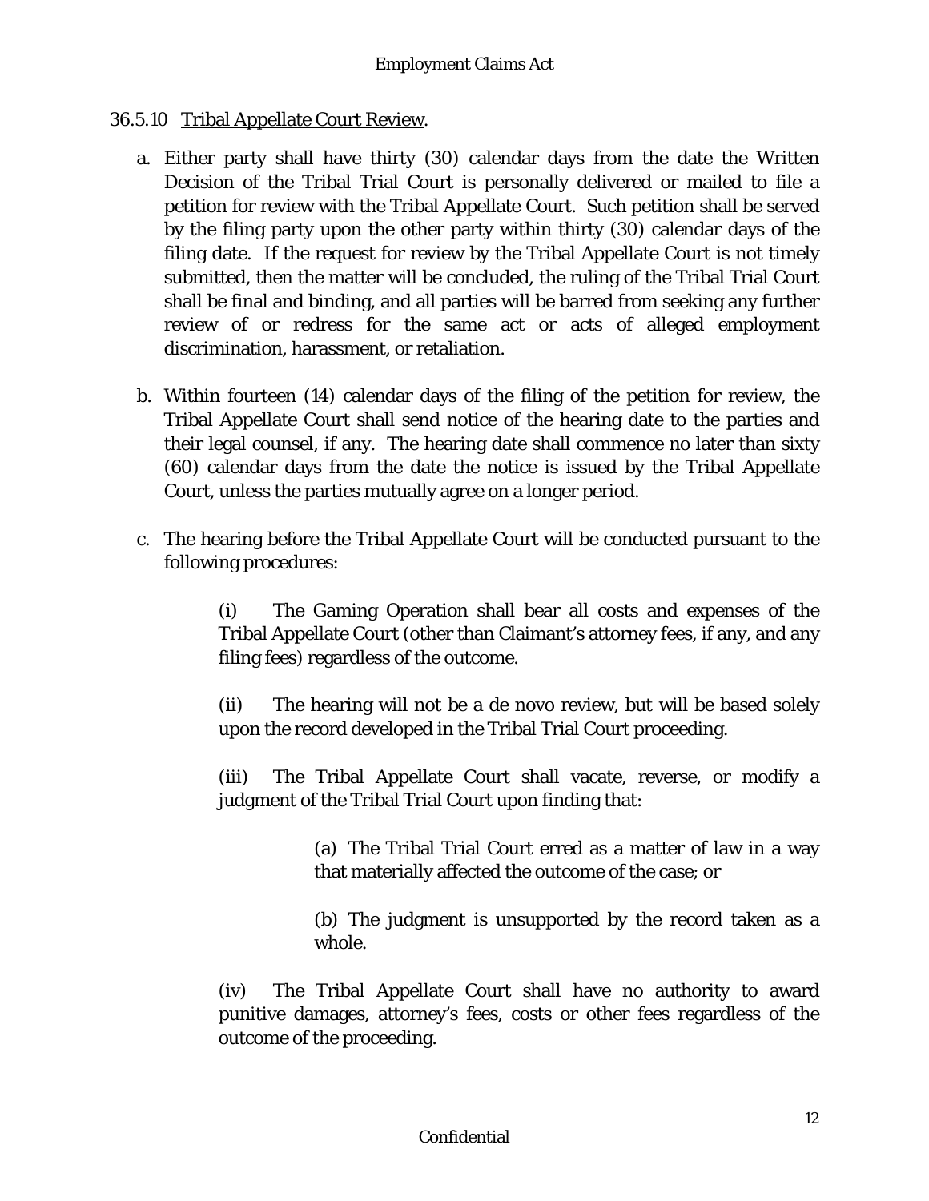36.5.10 Tribal Appellate Court Review.

a. Either party shall have thirty (30) calendar days from the date the Written Decision of the Tribal Trial Court is personally delivered or mailed to file a petition for review with the Tribal Appellate Court. Such petition shall be served by the filing party upon the other party within thirty (30) calendar days of the filing date. If the request for review by the Tribal Appellate Court is not timely submitted, then the matter will be concluded, the ruling of the Tribal Trial Court shall be final and binding, and all parties will be barred from seeking any further review of or redress for the same act or acts of alleged employment discrimination, harassment, or retaliation.

b. Within fourteen (14) calendar days of the filing of the petition for review, the Tribal Appellate Court shall send notice of the hearing date to the parties and their legal counsel, if any. The hearing date shall commence no later than sixty (60) calendar days from the date the notice is issued by the Tribal Appellate Court, unless the parties mutually agree on a longer period.

c. The hearing before the Tribal Appellate Court will be conducted pursuant to the following procedures:

(i) The Gaming Operation shall bear all costs and expenses of the Tribal Appellate Court (other than Claimant's attorney fees, if any, and any filing fees) regardless of the outcome.

(ii) The hearing will not be a de novo review, but will be based solely upon the record developed in the Tribal Trial Court proceeding.

(iii) The Tribal Appellate Court shall vacate, reverse, or modify a judgment of the Tribal Trial Court upon finding that:

(a) The Tribal Trial Court erred as a matter of law in a way that materially affected the outcome of the case; or

(b) The judgment is unsupported by the record taken as a whole.

(iv) The Tribal Appellate Court shall have no authority to award punitive damages, attorney's fees, costs or other fees regardless of the outcome of the proceeding.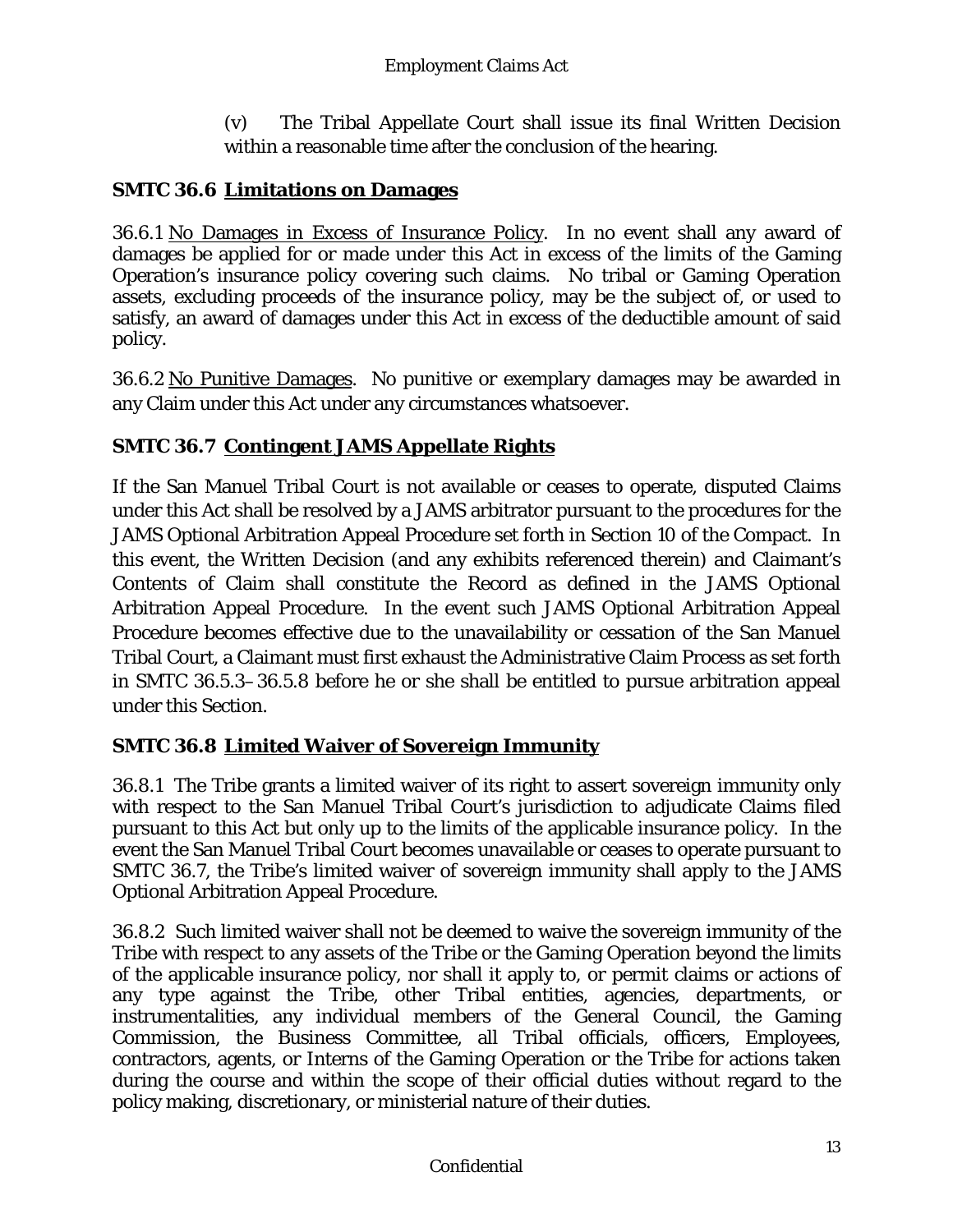(v) The Tribal Appellate Court shall issue its final Written Decision within a reasonable time after the conclusion of the hearing.

### SMTC 36.6 Limitations on Damages

36.6.1 No Damages in Excess of Insurance Policy. In no event shall any award of damages be applied for or made under this Act in excess of the limits of the Gaming Operation's insurance policy covering such claims. No tribal or Gaming Operation assets, excluding proceeds of the insurance policy, may be the subject of, or used to satisfy, an award of damages under this Act in excess of the deductible amount of said policy.

36.6.2 No Punitive Damages. No punitive or exemplary damages may be awarded in any Claim under this Act under any circumstances whatsoever.

### SMTC 36.7 Contingent JAMS Appellate Rights

If the San Manuel Tribal Court is not available or ceases to operate, disputed Claims under this Act shall be resolved by a JAMS arbitrator pursuant to the procedures for the JAMS Optional Arbitration Appeal Procedure set forth in Section 10 of the Compact. In this event, the Written Decision (and any exhibits referenced therein) and Claimant's Contents of Claim shall constitute the Record as defined in the JAMS Optional Arbitration Appeal Procedure. In the event such JAMS Optional Arbitration Appeal Procedure becomes effective due to the unavailability or cessation of the San Manuel Tribal Court, a Claimant must first exhaust the Administrative Claim Process as set forth in SMTC 36.5.3–36.5.8 before he or she shall be entitled to pursue arbitration appeal under this Section.

### SMTC 36.8 Limited Waiver of Sovereign Immunity

36.8.1 The Tribe grants a limited waiver of its right to assert sovereign immunity only with respect to the San Manuel Tribal Court's jurisdiction to adjudicate Claims filed pursuant to this Act but only up to the limits of the applicable insurance policy. In the event the San Manuel Tribal Court becomes unavailable or ceases to operate pursuant to SMTC 36.7, the Tribe's limited waiver of sovereign immunity shall apply to the JAMS Optional Arbitration Appeal Procedure.

36.8.2 Such limited waiver shall not be deemed to waive the sovereign immunity of the Tribe with respect to any assets of the Tribe or the Gaming Operation beyond the limits of the applicable insurance policy, nor shall it apply to, or permit claims or actions of any type against the Tribe, other Tribal entities, agencies, departments, or instrumentalities, any individual members of the General Council, the Gaming Commission, the Business Committee, all Tribal officials, officers, Employees, contractors, agents, or Interns of the Gaming Operation or the Tribe for actions taken during the course and within the scope of their official duties without regard to the policy making, discretionary, or ministerial nature of their duties.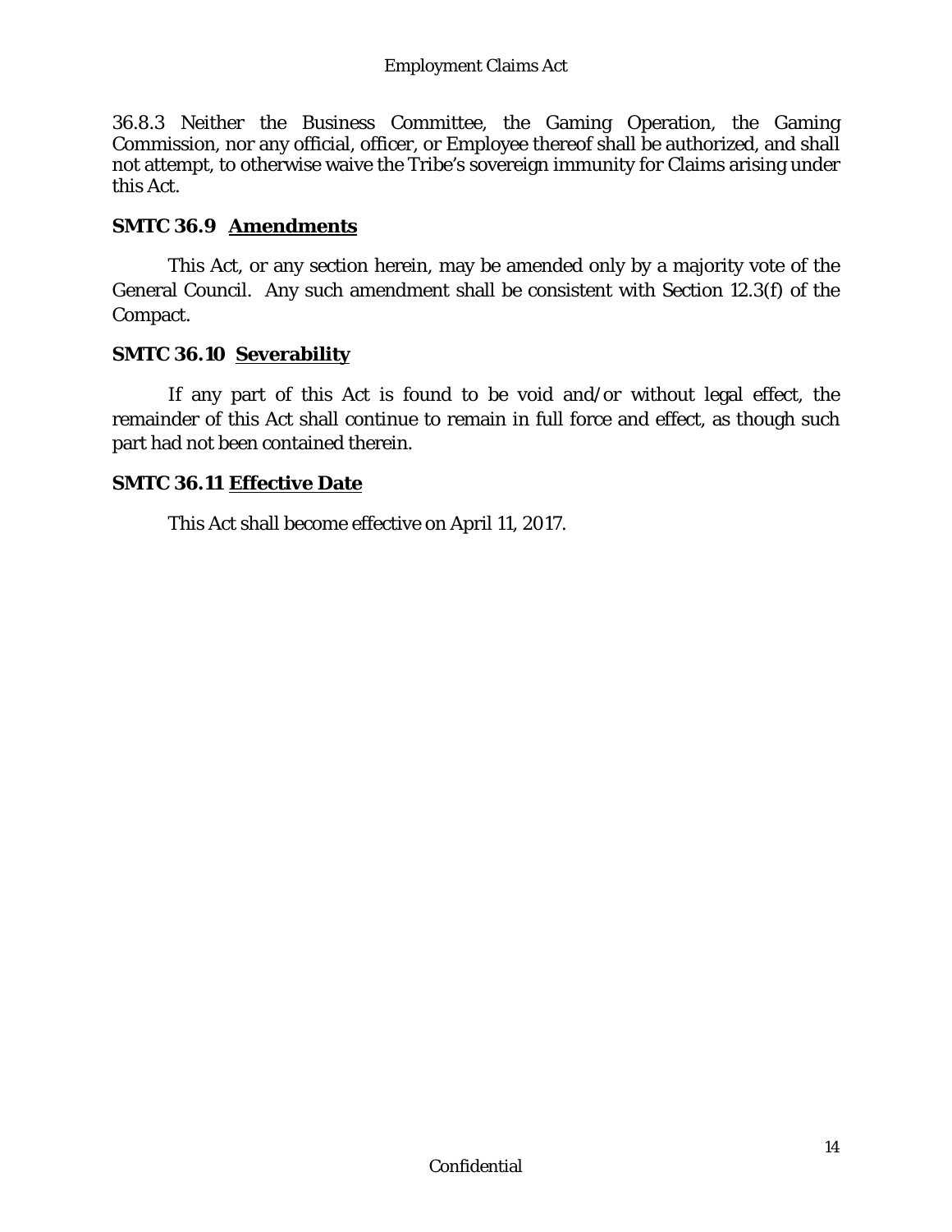36.8.3 Neither the Business Committee, the Gaming Operation, the Gaming Commission, nor any official, officer, or Employee thereof shall be authorized, and shall not attempt, to otherwise waive the Tribe's sovereign immunity for Claims arising under this Act.

## SMTC 36.9 Amendments

This Act, or any section herein, may be amended only by a majority vote of the General Council. Any such amendment shall be consistent with Section 12.3(f) of the Compact.

## SMTC 36.10 Severability

If any part of this Act is found to be void and/or without legal effect, the remainder of this Act shall continue to remain in full force and effect, as though such part had not been contained therein.

## SMTC 36.11 Effective Date

This Act shall become effective on April 11, 2017.